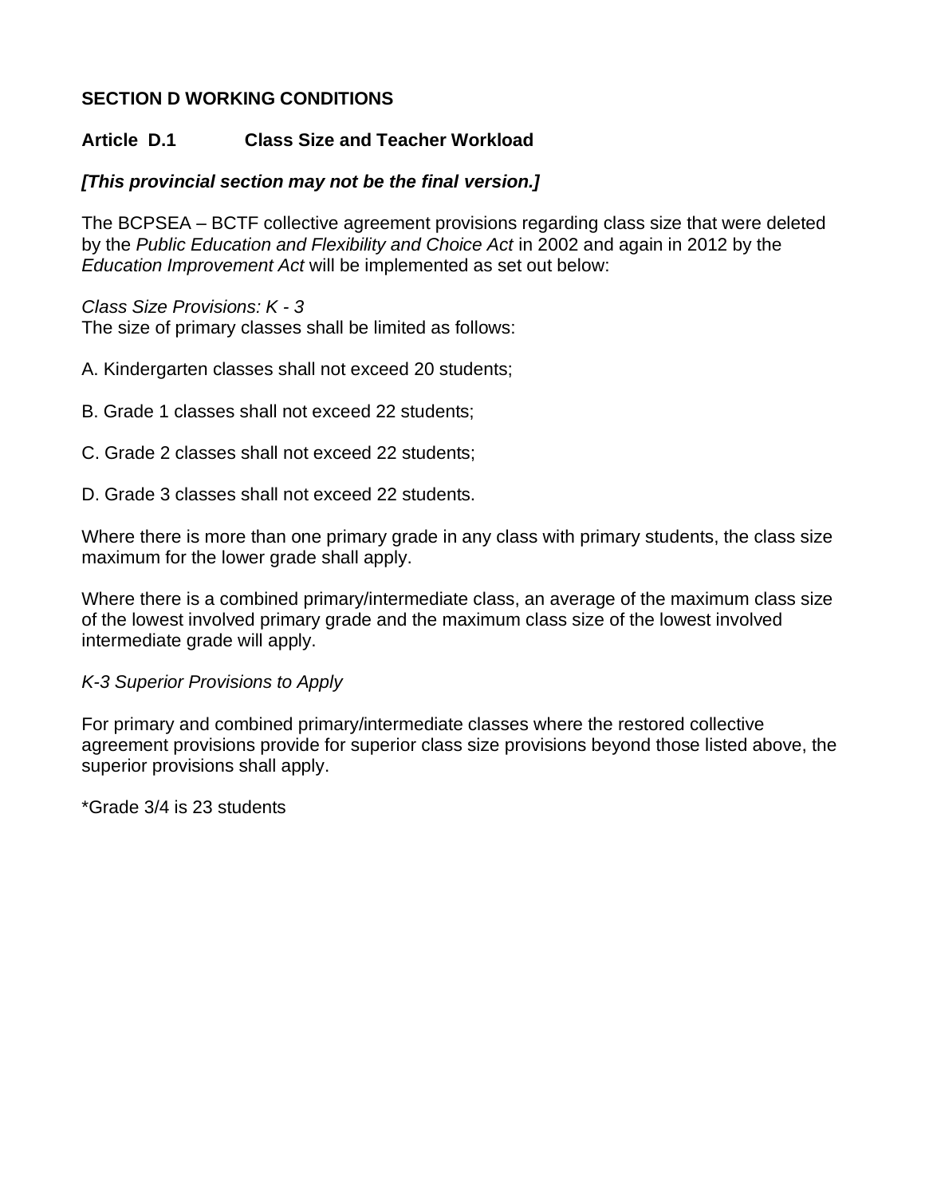# SECTION D WORKING CONDITIONS

## Article D.1 Class Size and Teacher Workload

***[This provincial section may not be the final version.]***

The BCPSEA – BCTF collective agreement provisions regarding class size that were deleted by the *Public Education and Flexibility and Choice Act* in 2002 and again in 2012 by the *Education Improvement Act* will be implemented as set out below:

*Class Size Provisions: K - 3*
The size of primary classes shall be limited as follows:

A. Kindergarten classes shall not exceed 20 students;

B. Grade 1 classes shall not exceed 22 students;

C. Grade 2 classes shall not exceed 22 students;

D. Grade 3 classes shall not exceed 22 students.

Where there is more than one primary grade in any class with primary students, the class size maximum for the lower grade shall apply.

Where there is a combined primary/intermediate class, an average of the maximum class size of the lowest involved primary grade and the maximum class size of the lowest involved intermediate grade will apply.

*K-3 Superior Provisions to Apply*

For primary and combined primary/intermediate classes where the restored collective agreement provisions provide for superior class size provisions beyond those listed above, the superior provisions shall apply.

*Grade 3/4 is 23 students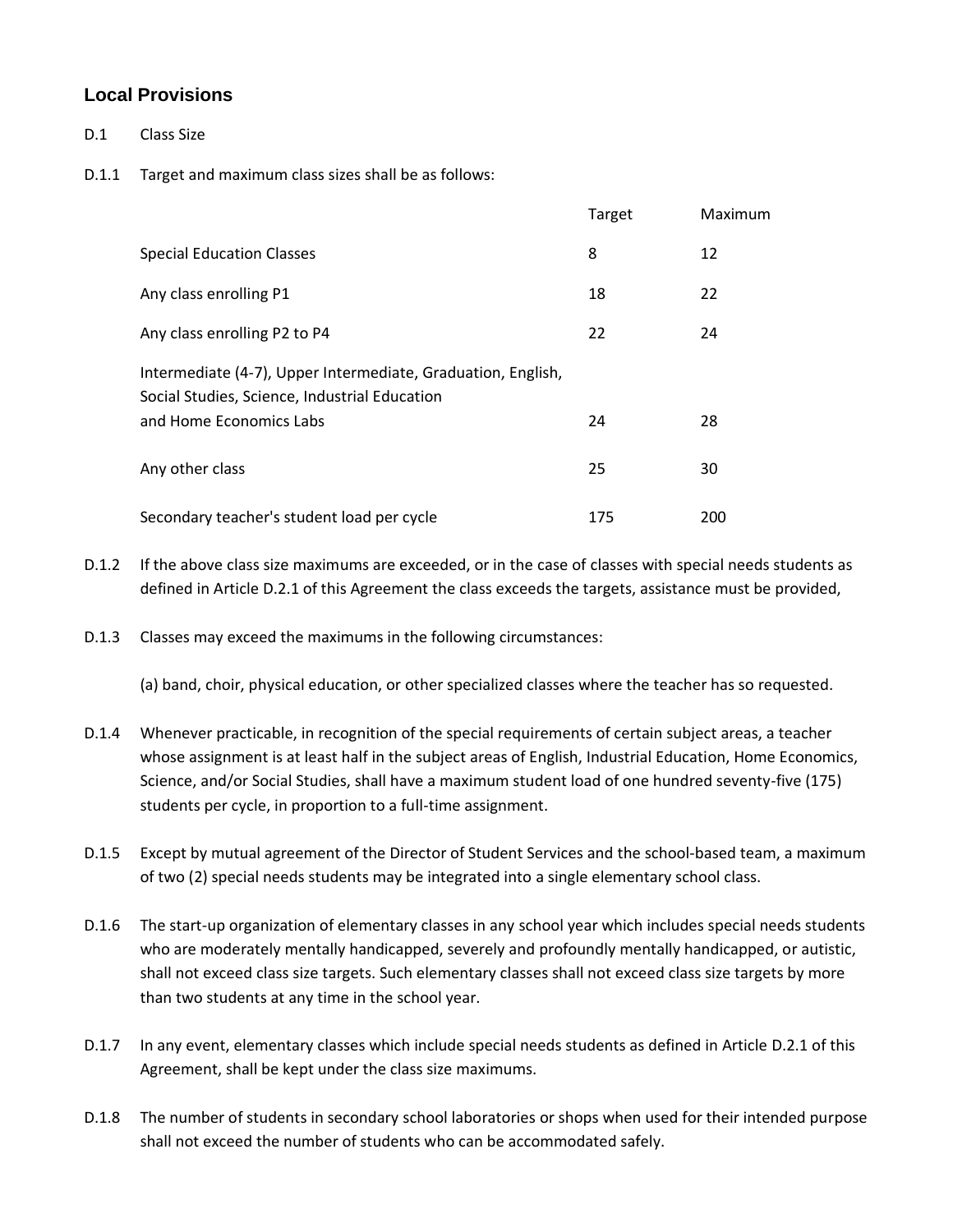## Local Provisions

D.1 Class Size

D.1.1 Target and maximum class sizes shall be as follows:

| | Target | Maximum |
|---|---|---|
| Special Education Classes | 8 | 12 |
| Any class enrolling P1 | 18 | 22 |
| Any class enrolling P2 to P4 | 22 | 24 |
| Intermediate (4-7), Upper Intermediate, Graduation, English, Social Studies, Science, Industrial Education and Home Economics Labs | 24 | 28 |
| Any other class | 25 | 30 |
| Secondary teacher's student load per cycle | 175 | 200 |

D.1.2 If the above class size maximums are exceeded, or in the case of classes with special needs students as defined in Article D.2.1 of this Agreement the class exceeds the targets, assistance must be provided,

D.1.3 Classes may exceed the maximums in the following circumstances:

(a) band, choir, physical education, or other specialized classes where the teacher has so requested.

D.1.4 Whenever practicable, in recognition of the special requirements of certain subject areas, a teacher whose assignment is at least half in the subject areas of English, Industrial Education, Home Economics, Science, and/or Social Studies, shall have a maximum student load of one hundred seventy-five (175) students per cycle, in proportion to a full-time assignment.

D.1.5 Except by mutual agreement of the Director of Student Services and the school-based team, a maximum of two (2) special needs students may be integrated into a single elementary school class.

D.1.6 The start-up organization of elementary classes in any school year which includes special needs students who are moderately mentally handicapped, severely and profoundly mentally handicapped, or autistic, shall not exceed class size targets. Such elementary classes shall not exceed class size targets by more than two students at any time in the school year.

D.1.7 In any event, elementary classes which include special needs students as defined in Article D.2.1 of this Agreement, shall be kept under the class size maximums.

D.1.8 The number of students in secondary school laboratories or shops when used for their intended purpose shall not exceed the number of students who can be accommodated safely.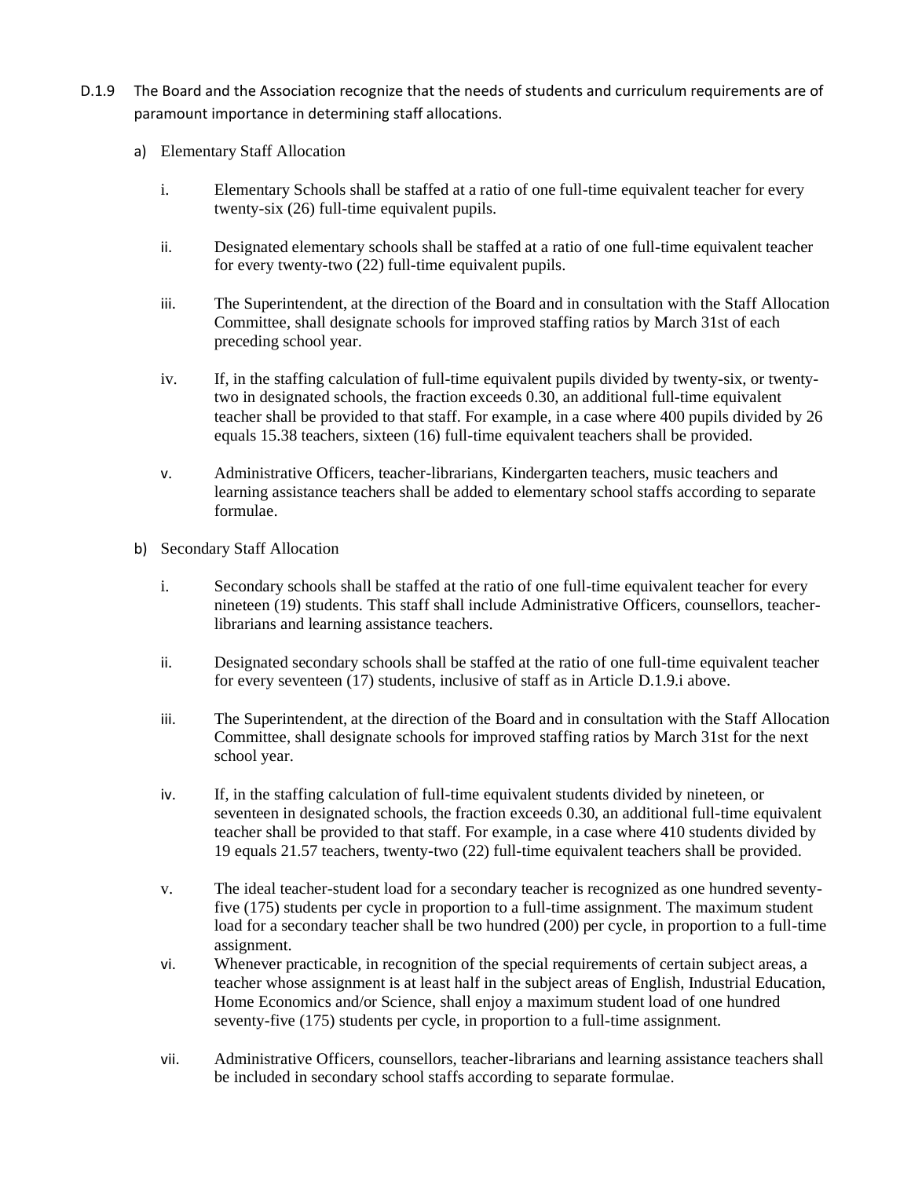D.1.9 The Board and the Association recognize that the needs of students and curriculum requirements are of paramount importance in determining staff allocations.

a) Elementary Staff Allocation

i. Elementary Schools shall be staffed at a ratio of one full-time equivalent teacher for every twenty-six (26) full-time equivalent pupils.

ii. Designated elementary schools shall be staffed at a ratio of one full-time equivalent teacher for every twenty-two (22) full-time equivalent pupils.

iii. The Superintendent, at the direction of the Board and in consultation with the Staff Allocation Committee, shall designate schools for improved staffing ratios by March 31st of each preceding school year.

iv. If, in the staffing calculation of full-time equivalent pupils divided by twenty-six, or twenty-two in designated schools, the fraction exceeds 0.30, an additional full-time equivalent teacher shall be provided to that staff. For example, in a case where 400 pupils divided by 26 equals 15.38 teachers, sixteen (16) full-time equivalent teachers shall be provided.

v. Administrative Officers, teacher-librarians, Kindergarten teachers, music teachers and learning assistance teachers shall be added to elementary school staffs according to separate formulae.

b) Secondary Staff Allocation

i. Secondary schools shall be staffed at the ratio of one full-time equivalent teacher for every nineteen (19) students. This staff shall include Administrative Officers, counsellors, teacher-librarians and learning assistance teachers.

ii. Designated secondary schools shall be staffed at the ratio of one full-time equivalent teacher for every seventeen (17) students, inclusive of staff as in Article D.1.9.i above.

iii. The Superintendent, at the direction of the Board and in consultation with the Staff Allocation Committee, shall designate schools for improved staffing ratios by March 31st for the next school year.

iv. If, in the staffing calculation of full-time equivalent students divided by nineteen, or seventeen in designated schools, the fraction exceeds 0.30, an additional full-time equivalent teacher shall be provided to that staff. For example, in a case where 410 students divided by 19 equals 21.57 teachers, twenty-two (22) full-time equivalent teachers shall be provided.

v. The ideal teacher-student load for a secondary teacher is recognized as one hundred seventy-five (175) students per cycle in proportion to a full-time assignment. The maximum student load for a secondary teacher shall be two hundred (200) per cycle, in proportion to a full-time assignment.

vi. Whenever practicable, in recognition of the special requirements of certain subject areas, a teacher whose assignment is at least half in the subject areas of English, Industrial Education, Home Economics and/or Science, shall enjoy a maximum student load of one hundred seventy-five (175) students per cycle, in proportion to a full-time assignment.

vii. Administrative Officers, counsellors, teacher-librarians and learning assistance teachers shall be included in secondary school staffs according to separate formulae.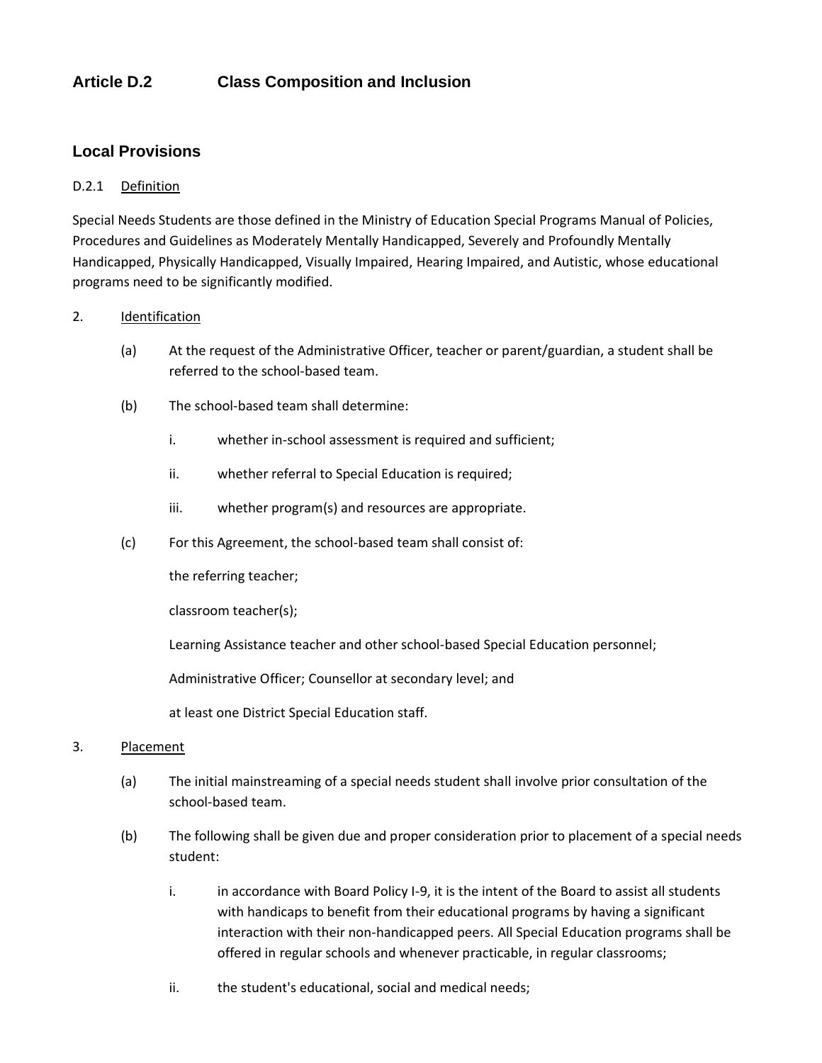## Article D.2 Class Composition and Inclusion

### Local Provisions

D.2.1 Definition

Special Needs Students are those defined in the Ministry of Education Special Programs Manual of Policies, Procedures and Guidelines as Moderately Mentally Handicapped, Severely and Profoundly Mentally Handicapped, Physically Handicapped, Visually Impaired, Hearing Impaired, and Autistic, whose educational programs need to be significantly modified.

2. Identification

(a) At the request of the Administrative Officer, teacher or parent/guardian, a student shall be referred to the school-based team.

(b) The school-based team shall determine:

i. whether in-school assessment is required and sufficient;

ii. whether referral to Special Education is required;

iii. whether program(s) and resources are appropriate.

(c) For this Agreement, the school-based team shall consist of:

the referring teacher;

classroom teacher(s);

Learning Assistance teacher and other school-based Special Education personnel;

Administrative Officer; Counsellor at secondary level; and

at least one District Special Education staff.

3. Placement

(a) The initial mainstreaming of a special needs student shall involve prior consultation of the school-based team.

(b) The following shall be given due and proper consideration prior to placement of a special needs student:

i. in accordance with Board Policy I-9, it is the intent of the Board to assist all students with handicaps to benefit from their educational programs by having a significant interaction with their non-handicapped peers. All Special Education programs shall be offered in regular schools and whenever practicable, in regular classrooms;

ii. the student's educational, social and medical needs;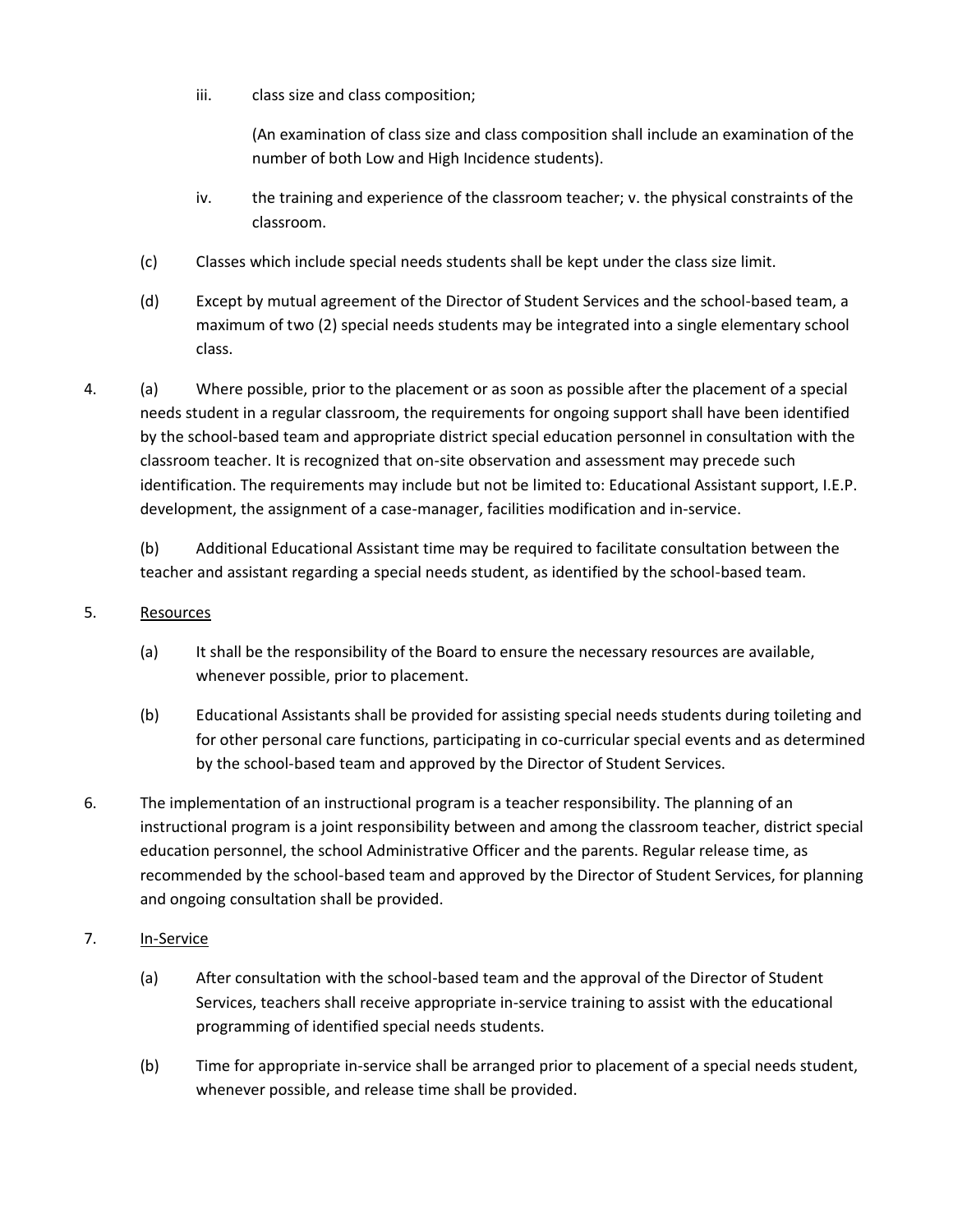iii. class size and class composition;

(An examination of class size and class composition shall include an examination of the number of both Low and High Incidence students).

iv. the training and experience of the classroom teacher; v. the physical constraints of the classroom.

(c) Classes which include special needs students shall be kept under the class size limit.

(d) Except by mutual agreement of the Director of Student Services and the school-based team, a maximum of two (2) special needs students may be integrated into a single elementary school class.

4. (a) Where possible, prior to the placement or as soon as possible after the placement of a special needs student in a regular classroom, the requirements for ongoing support shall have been identified by the school-based team and appropriate district special education personnel in consultation with the classroom teacher. It is recognized that on-site observation and assessment may precede such identification. The requirements may include but not be limited to: Educational Assistant support, I.E.P. development, the assignment of a case-manager, facilities modification and in-service.

(b) Additional Educational Assistant time may be required to facilitate consultation between the teacher and assistant regarding a special needs student, as identified by the school-based team.

5. Resources

(a) It shall be the responsibility of the Board to ensure the necessary resources are available, whenever possible, prior to placement.

(b) Educational Assistants shall be provided for assisting special needs students during toileting and for other personal care functions, participating in co-curricular special events and as determined by the school-based team and approved by the Director of Student Services.

6. The implementation of an instructional program is a teacher responsibility. The planning of an instructional program is a joint responsibility between and among the classroom teacher, district special education personnel, the school Administrative Officer and the parents. Regular release time, as recommended by the school-based team and approved by the Director of Student Services, for planning and ongoing consultation shall be provided.

7. In-Service

(a) After consultation with the school-based team and the approval of the Director of Student Services, teachers shall receive appropriate in-service training to assist with the educational programming of identified special needs students.

(b) Time for appropriate in-service shall be arranged prior to placement of a special needs student, whenever possible, and release time shall be provided.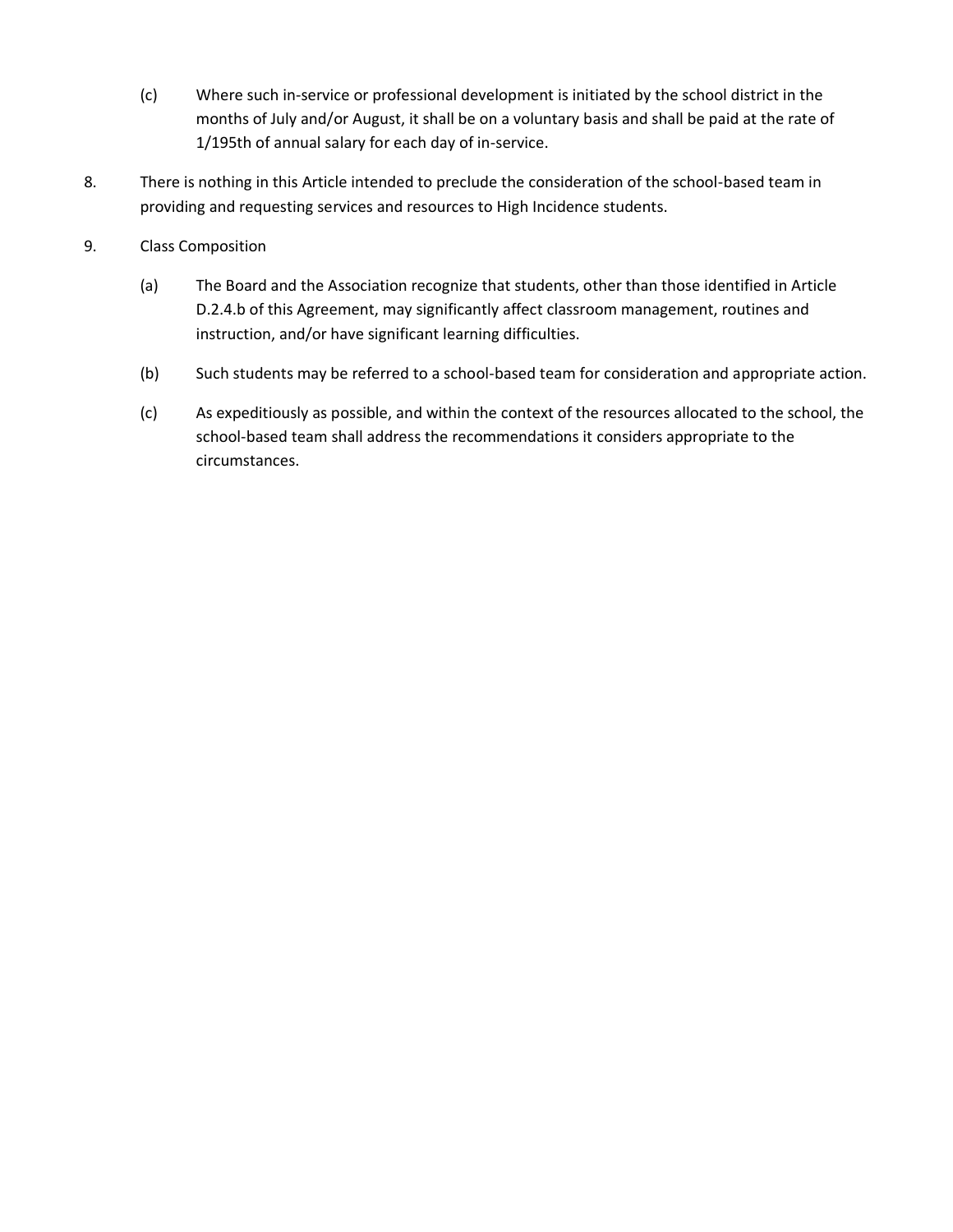(c) Where such in-service or professional development is initiated by the school district in the months of July and/or August, it shall be on a voluntary basis and shall be paid at the rate of 1/195th of annual salary for each day of in-service.

8. There is nothing in this Article intended to preclude the consideration of the school-based team in providing and requesting services and resources to High Incidence students.

9. Class Composition

   (a) The Board and the Association recognize that students, other than those identified in Article D.2.4.b of this Agreement, may significantly affect classroom management, routines and instruction, and/or have significant learning difficulties.

   (b) Such students may be referred to a school-based team for consideration and appropriate action.

   (c) As expeditiously as possible, and within the context of the resources allocated to the school, the school-based team shall address the recommendations it considers appropriate to the circumstances.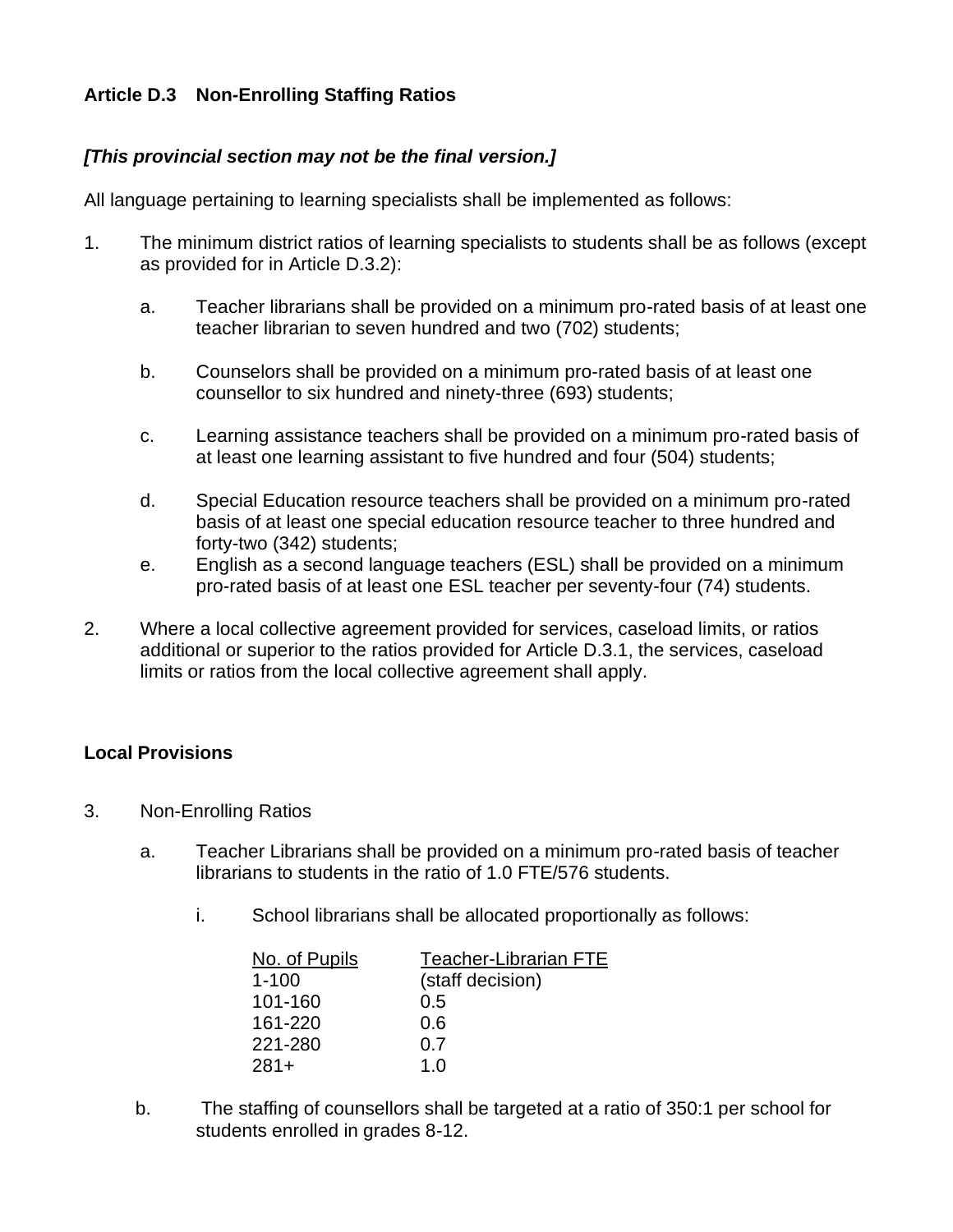## Article D.3 Non-Enrolling Staffing Ratios

***[This provincial section may not be the final version.]***

All language pertaining to learning specialists shall be implemented as follows:

1. The minimum district ratios of learning specialists to students shall be as follows (except as provided for in Article D.3.2):

   a. Teacher librarians shall be provided on a minimum pro-rated basis of at least one teacher librarian to seven hundred and two (702) students;

   b. Counselors shall be provided on a minimum pro-rated basis of at least one counsellor to six hundred and ninety-three (693) students;

   c. Learning assistance teachers shall be provided on a minimum pro-rated basis of at least one learning assistant to five hundred and four (504) students;

   d. Special Education resource teachers shall be provided on a minimum pro-rated basis of at least one special education resource teacher to three hundred and forty-two (342) students;

   e. English as a second language teachers (ESL) shall be provided on a minimum pro-rated basis of at least one ESL teacher per seventy-four (74) students.

2. Where a local collective agreement provided for services, caseload limits, or ratios additional or superior to the ratios provided for Article D.3.1, the services, caseload limits or ratios from the local collective agreement shall apply.

### Local Provisions

3. Non-Enrolling Ratios

   a. Teacher Librarians shall be provided on a minimum pro-rated basis of teacher librarians to students in the ratio of 1.0 FTE/576 students.

      i. School librarians shall be allocated proportionally as follows:

| No. of Pupils | Teacher-Librarian FTE |
|---|---|
| 1-100 | (staff decision) |
| 101-160 | 0.5 |
| 161-220 | 0.6 |
| 221-280 | 0.7 |
| 281+ | 1.0 |

   b. The staffing of counsellors shall be targeted at a ratio of 350:1 per school for students enrolled in grades 8-12.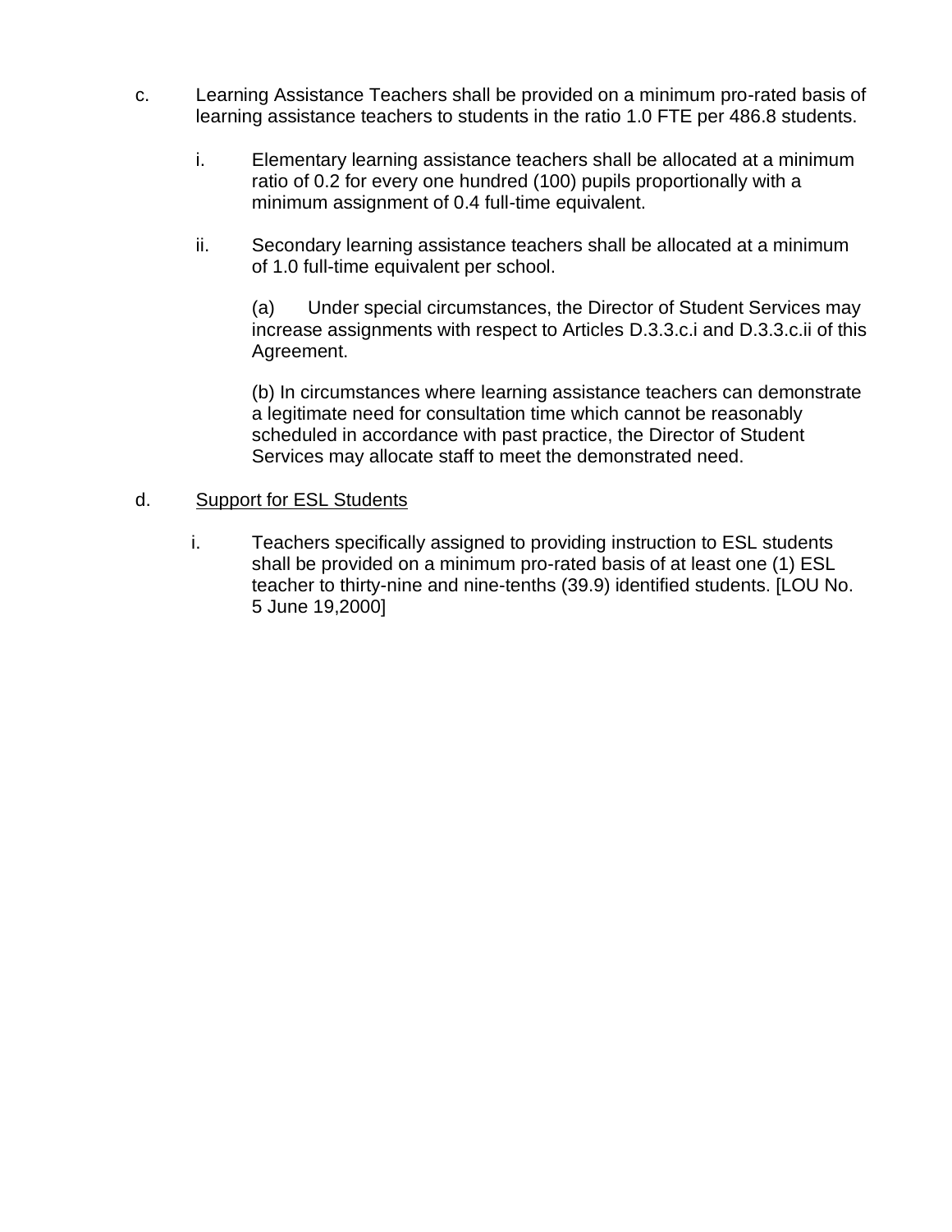c. Learning Assistance Teachers shall be provided on a minimum pro-rated basis of learning assistance teachers to students in the ratio 1.0 FTE per 486.8 students.

   i. Elementary learning assistance teachers shall be allocated at a minimum ratio of 0.2 for every one hundred (100) pupils proportionally with a minimum assignment of 0.4 full-time equivalent.

   ii. Secondary learning assistance teachers shall be allocated at a minimum of 1.0 full-time equivalent per school.

      (a) Under special circumstances, the Director of Student Services may increase assignments with respect to Articles D.3.3.c.i and D.3.3.c.ii of this Agreement.

      (b) In circumstances where learning assistance teachers can demonstrate a legitimate need for consultation time which cannot be reasonably scheduled in accordance with past practice, the Director of Student Services may allocate staff to meet the demonstrated need.

d. <u>Support for ESL Students</u>

   i. Teachers specifically assigned to providing instruction to ESL students shall be provided on a minimum pro-rated basis of at least one (1) ESL teacher to thirty-nine and nine-tenths (39.9) identified students. [LOU No. 5 June 19,2000]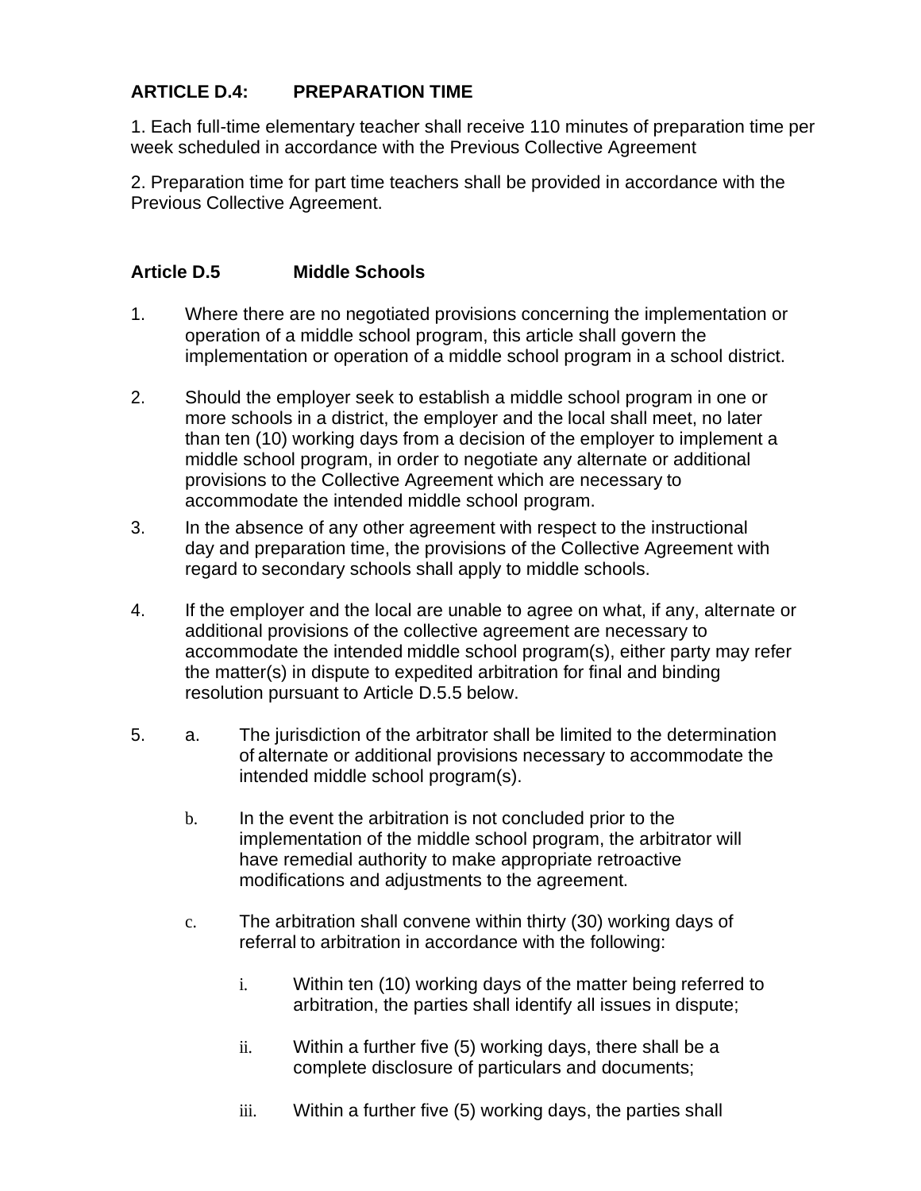## ARTICLE D.4: PREPARATION TIME

1. Each full-time elementary teacher shall receive 110 minutes of preparation time per week scheduled in accordance with the Previous Collective Agreement

2. Preparation time for part time teachers shall be provided in accordance with the Previous Collective Agreement.

## Article D.5 Middle Schools

1. Where there are no negotiated provisions concerning the implementation or operation of a middle school program, this article shall govern the implementation or operation of a middle school program in a school district.

2. Should the employer seek to establish a middle school program in one or more schools in a district, the employer and the local shall meet, no later than ten (10) working days from a decision of the employer to implement a middle school program, in order to negotiate any alternate or additional provisions to the Collective Agreement which are necessary to accommodate the intended middle school program.

3. In the absence of any other agreement with respect to the instructional day and preparation time, the provisions of the Collective Agreement with regard to secondary schools shall apply to middle schools.

4. If the employer and the local are unable to agree on what, if any, alternate or additional provisions of the collective agreement are necessary to accommodate the intended middle school program(s), either party may refer the matter(s) in dispute to expedited arbitration for final and binding resolution pursuant to Article D.5.5 below.

5. a. The jurisdiction of the arbitrator shall be limited to the determination of alternate or additional provisions necessary to accommodate the intended middle school program(s).

   b. In the event the arbitration is not concluded prior to the implementation of the middle school program, the arbitrator will have remedial authority to make appropriate retroactive modifications and adjustments to the agreement.

   c. The arbitration shall convene within thirty (30) working days of referral to arbitration in accordance with the following:

      i. Within ten (10) working days of the matter being referred to arbitration, the parties shall identify all issues in dispute;

      ii. Within a further five (5) working days, there shall be a complete disclosure of particulars and documents;

      iii. Within a further five (5) working days, the parties shall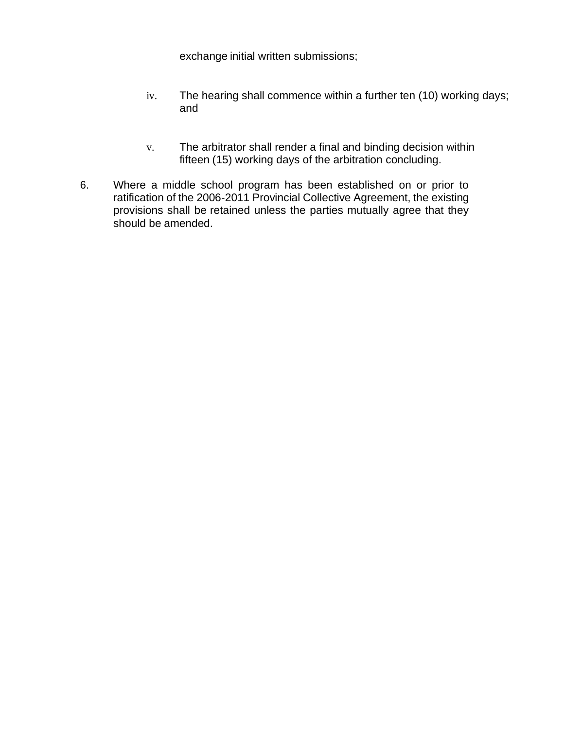exchange initial written submissions;

iv. The hearing shall commence within a further ten (10) working days; and

v. The arbitrator shall render a final and binding decision within fifteen (15) working days of the arbitration concluding.

6. Where a middle school program has been established on or prior to ratification of the 2006-2011 Provincial Collective Agreement, the existing provisions shall be retained unless the parties mutually agree that they should be amended.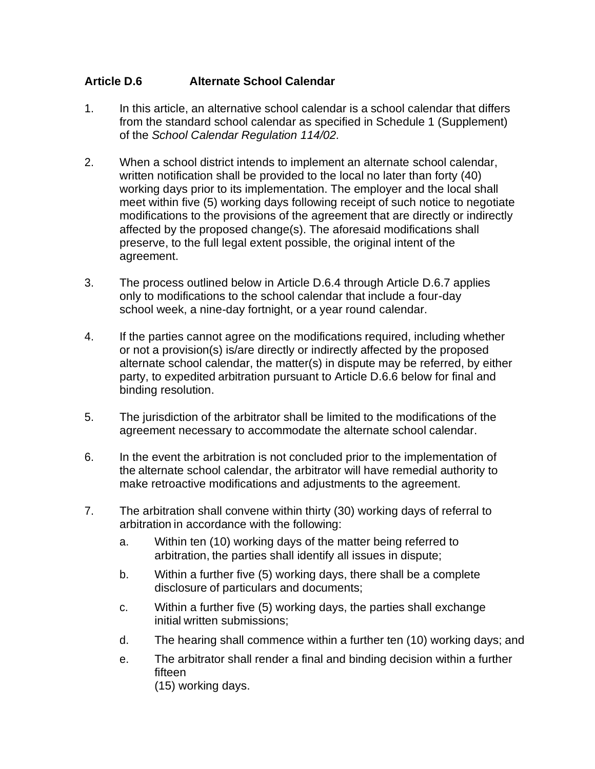## Article D.6 Alternate School Calendar

1. In this article, an alternative school calendar is a school calendar that differs from the standard school calendar as specified in Schedule 1 (Supplement) of the *School Calendar Regulation 114/02.*

2. When a school district intends to implement an alternate school calendar, written notification shall be provided to the local no later than forty (40) working days prior to its implementation. The employer and the local shall meet within five (5) working days following receipt of such notice to negotiate modifications to the provisions of the agreement that are directly or indirectly affected by the proposed change(s). The aforesaid modifications shall preserve, to the full legal extent possible, the original intent of the agreement.

3. The process outlined below in Article D.6.4 through Article D.6.7 applies only to modifications to the school calendar that include a four-day school week, a nine-day fortnight, or a year round calendar.

4. If the parties cannot agree on the modifications required, including whether or not a provision(s) is/are directly or indirectly affected by the proposed alternate school calendar, the matter(s) in dispute may be referred, by either party, to expedited arbitration pursuant to Article D.6.6 below for final and binding resolution.

5. The jurisdiction of the arbitrator shall be limited to the modifications of the agreement necessary to accommodate the alternate school calendar.

6. In the event the arbitration is not concluded prior to the implementation of the alternate school calendar, the arbitrator will have remedial authority to make retroactive modifications and adjustments to the agreement.

7. The arbitration shall convene within thirty (30) working days of referral to arbitration in accordance with the following:

   a. Within ten (10) working days of the matter being referred to arbitration, the parties shall identify all issues in dispute;

   b. Within a further five (5) working days, there shall be a complete disclosure of particulars and documents;

   c. Within a further five (5) working days, the parties shall exchange initial written submissions;

   d. The hearing shall commence within a further ten (10) working days; and

   e. The arbitrator shall render a final and binding decision within a further fifteen (15) working days.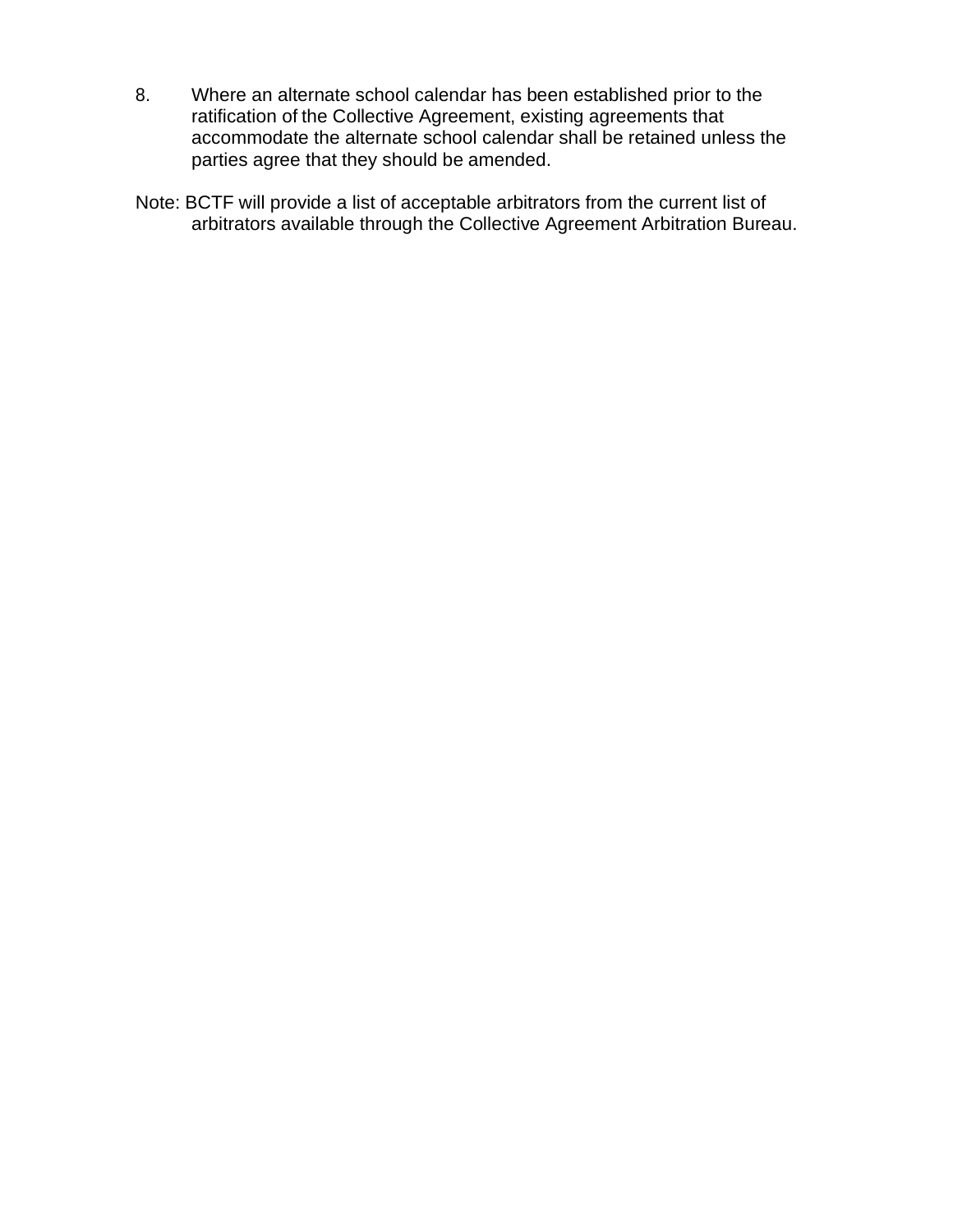8. Where an alternate school calendar has been established prior to the ratification of the Collective Agreement, existing agreements that accommodate the alternate school calendar shall be retained unless the parties agree that they should be amended.

Note: BCTF will provide a list of acceptable arbitrators from the current list of arbitrators available through the Collective Agreement Arbitration Bureau.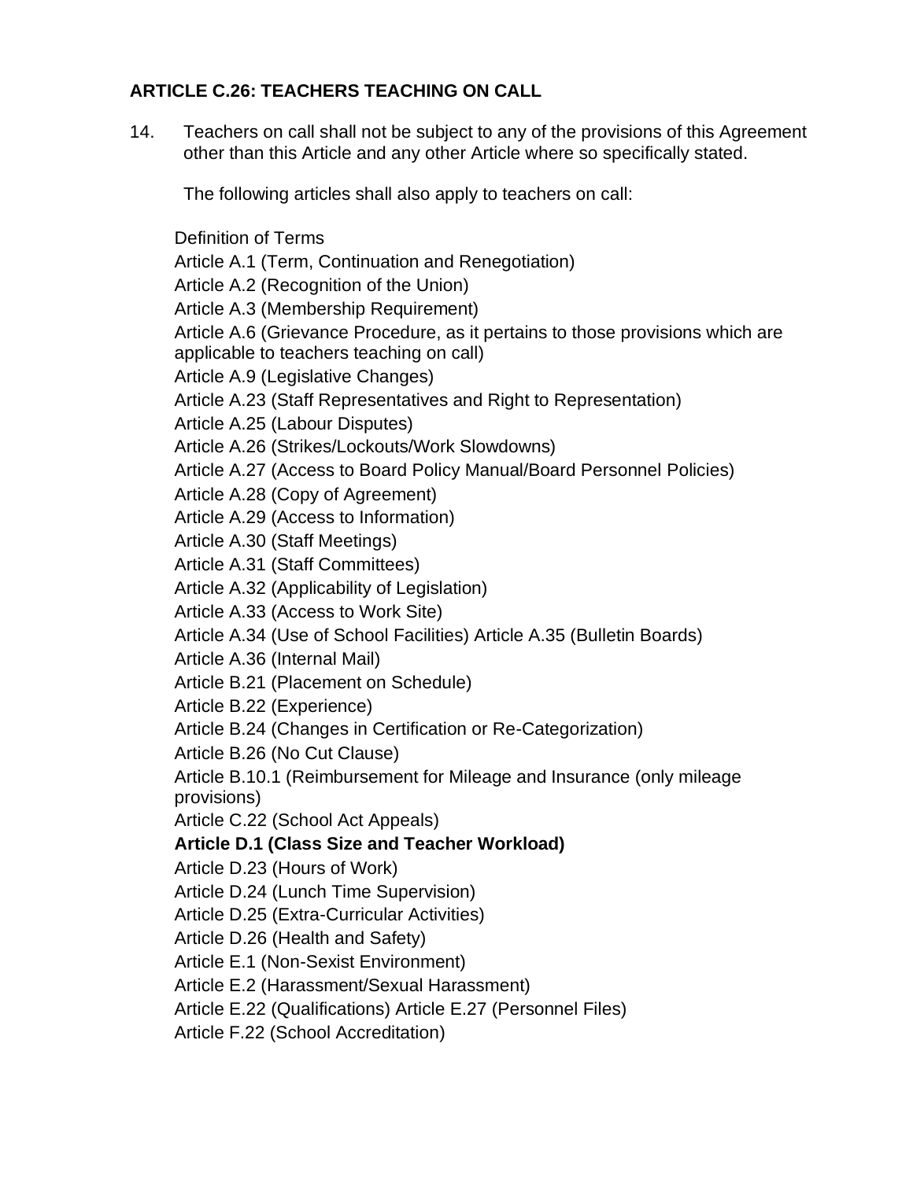**ARTICLE C.26: TEACHERS TEACHING ON CALL**

14. Teachers on call shall not be subject to any of the provisions of this Agreement other than this Article and any other Article where so specifically stated.

    The following articles shall also apply to teachers on call:

Definition of Terms
Article A.1 (Term, Continuation and Renegotiation)
Article A.2 (Recognition of the Union)
Article A.3 (Membership Requirement)
Article A.6 (Grievance Procedure, as it pertains to those provisions which are applicable to teachers teaching on call)
Article A.9 (Legislative Changes)
Article A.23 (Staff Representatives and Right to Representation)
Article A.25 (Labour Disputes)
Article A.26 (Strikes/Lockouts/Work Slowdowns)
Article A.27 (Access to Board Policy Manual/Board Personnel Policies)
Article A.28 (Copy of Agreement)
Article A.29 (Access to Information)
Article A.30 (Staff Meetings)
Article A.31 (Staff Committees)
Article A.32 (Applicability of Legislation)
Article A.33 (Access to Work Site)
Article A.34 (Use of School Facilities) Article A.35 (Bulletin Boards)
Article A.36 (Internal Mail)
Article B.21 (Placement on Schedule)
Article B.22 (Experience)
Article B.24 (Changes in Certification or Re-Categorization)
Article B.26 (No Cut Clause)
Article B.10.1 (Reimbursement for Mileage and Insurance (only mileage provisions)
Article C.22 (School Act Appeals)
**Article D.1 (Class Size and Teacher Workload)**
Article D.23 (Hours of Work)
Article D.24 (Lunch Time Supervision)
Article D.25 (Extra-Curricular Activities)
Article D.26 (Health and Safety)
Article E.1 (Non-Sexist Environment)
Article E.2 (Harassment/Sexual Harassment)
Article E.22 (Qualifications) Article E.27 (Personnel Files)
Article F.22 (School Accreditation)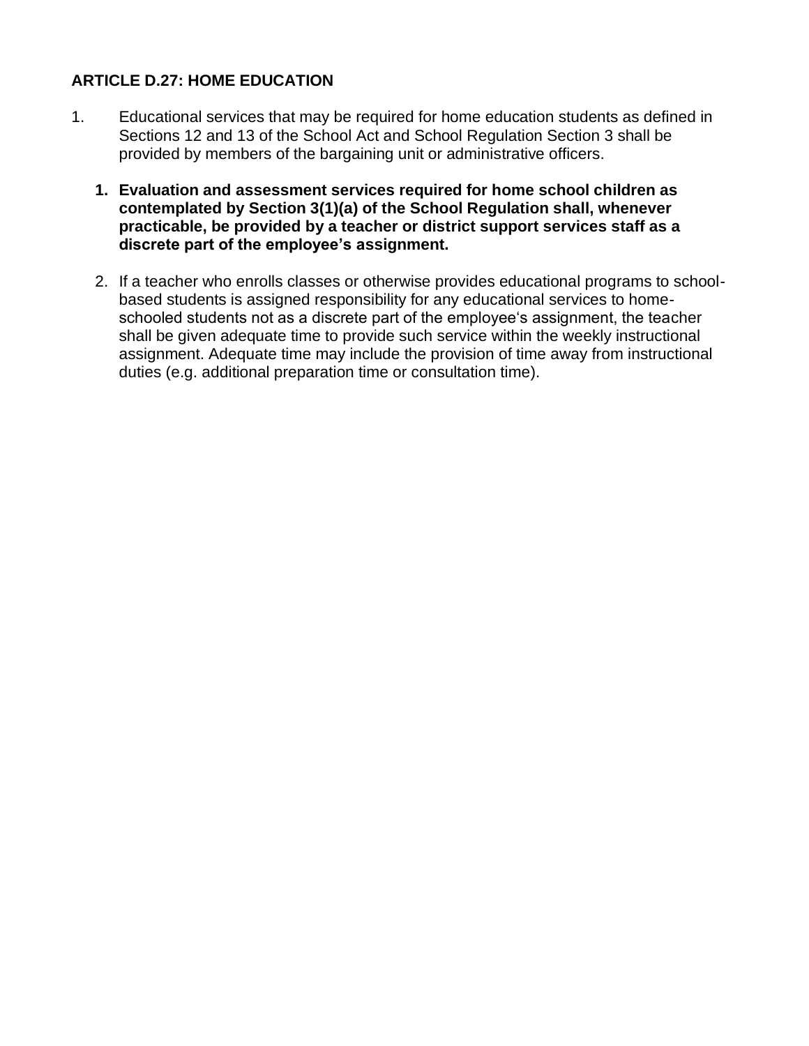**ARTICLE D.27: HOME EDUCATION**

1. Educational services that may be required for home education students as defined in Sections 12 and 13 of the School Act and School Regulation Section 3 shall be provided by members of the bargaining unit or administrative officers.

   1. **Evaluation and assessment services required for home school children as contemplated by Section 3(1)(a) of the School Regulation shall, whenever practicable, be provided by a teacher or district support services staff as a discrete part of the employee's assignment.**

   2. If a teacher who enrolls classes or otherwise provides educational programs to school-based students is assigned responsibility for any educational services to home-schooled students not as a discrete part of the employee's assignment, the teacher shall be given adequate time to provide such service within the weekly instructional assignment. Adequate time may include the provision of time away from instructional duties (e.g. additional preparation time or consultation time).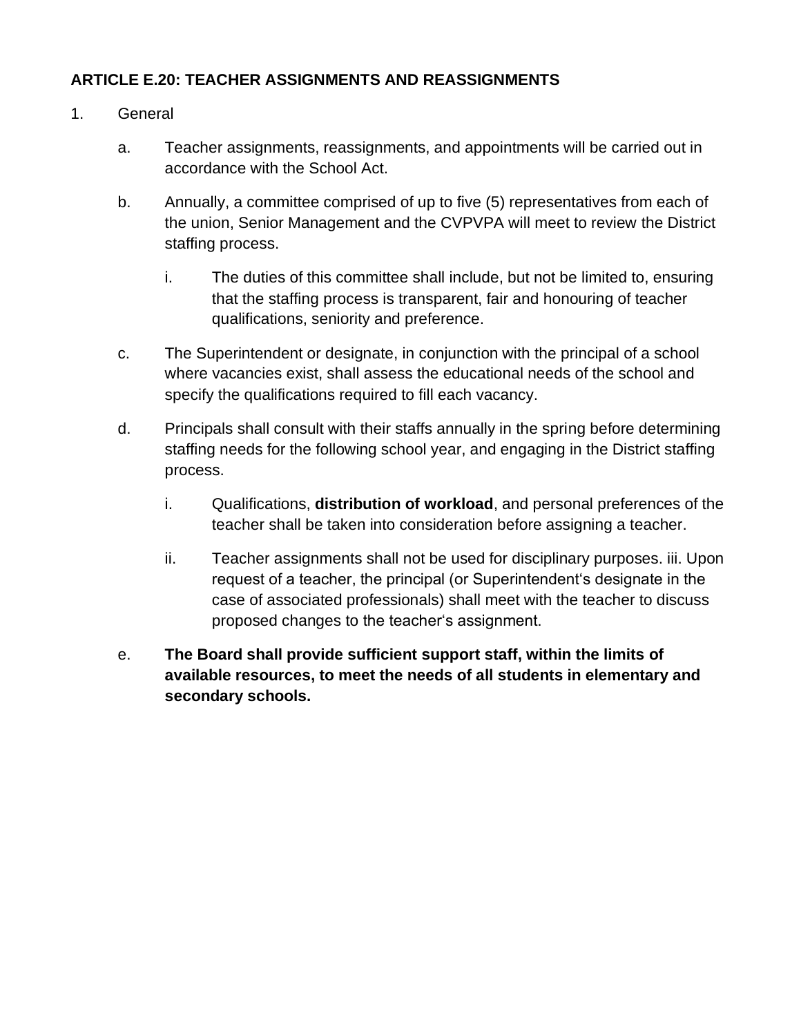**ARTICLE E.20: TEACHER ASSIGNMENTS AND REASSIGNMENTS**

1. General

   a. Teacher assignments, reassignments, and appointments will be carried out in accordance with the School Act.

   b. Annually, a committee comprised of up to five (5) representatives from each of the union, Senior Management and the CVPVPA will meet to review the District staffing process.

      i. The duties of this committee shall include, but not be limited to, ensuring that the staffing process is transparent, fair and honouring of teacher qualifications, seniority and preference.

   c. The Superintendent or designate, in conjunction with the principal of a school where vacancies exist, shall assess the educational needs of the school and specify the qualifications required to fill each vacancy.

   d. Principals shall consult with their staffs annually in the spring before determining staffing needs for the following school year, and engaging in the District staffing process.

      i. Qualifications, **distribution of workload**, and personal preferences of the teacher shall be taken into consideration before assigning a teacher.

      ii. Teacher assignments shall not be used for disciplinary purposes. iii. Upon request of a teacher, the principal (or Superintendent's designate in the case of associated professionals) shall meet with the teacher to discuss proposed changes to the teacher's assignment.

   e. **The Board shall provide sufficient support staff, within the limits of available resources, to meet the needs of all students in elementary and secondary schools.**